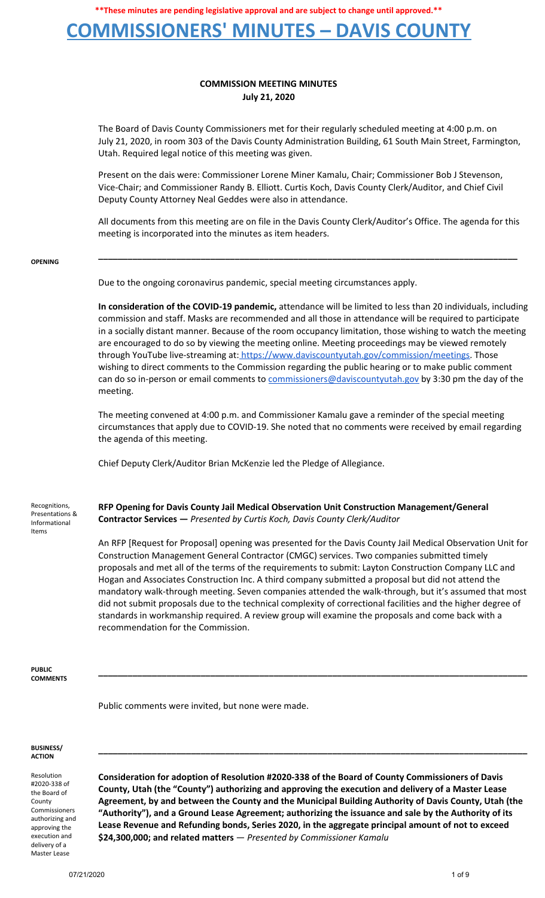**\*\*These minutes are pending legislative approval and are subject to change until approved.\*\***

# COMMISSIONERS' MINUTES – DAVIS COUNTY

## COMMISSION MEETING MINUTES
**July 21, 2020**

The Board of Davis County Commissioners met for their regularly scheduled meeting at 4:00 p.m. on July 21, 2020, in room 303 of the Davis County Administration Building, 61 South Main Street, Farmington, Utah. Required legal notice of this meeting was given.

Present on the dais were: Commissioner Lorene Miner Kamalu, Chair; Commissioner Bob J Stevenson, Vice-Chair; and Commissioner Randy B. Elliott. Curtis Koch, Davis County Clerk/Auditor, and Chief Civil Deputy County Attorney Neal Geddes were also in attendance.

All documents from this meeting are on file in the Davis County Clerk/Auditor's Office. The agenda for this meeting is incorporated into the minutes as item headers.

---

**OPENING**

Due to the ongoing coronavirus pandemic, special meeting circumstances apply.

**In consideration of the COVID-19 pandemic,** attendance will be limited to less than 20 individuals, including commission and staff. Masks are recommended and all those in attendance will be required to participate in a socially distant manner. Because of the room occupancy limitation, those wishing to watch the meeting are encouraged to do so by viewing the meeting online. Meeting proceedings may be viewed remotely through YouTube live-streaming at: https://www.daviscountyutah.gov/commission/meetings. Those wishing to direct comments to the Commission regarding the public hearing or to make public comment can do so in-person or email comments to commissioners@daviscountyutah.gov by 3:30 pm the day of the meeting.

The meeting convened at 4:00 p.m. and Commissioner Kamalu gave a reminder of the special meeting circumstances that apply due to COVID-19. She noted that no comments were received by email regarding the agenda of this meeting.

Chief Deputy Clerk/Auditor Brian McKenzie led the Pledge of Allegiance.

Recognitions, Presentations & Informational Items

**RFP Opening for Davis County Jail Medical Observation Unit Construction Management/General Contractor Services —** *Presented by Curtis Koch, Davis County Clerk/Auditor*

An RFP [Request for Proposal] opening was presented for the Davis County Jail Medical Observation Unit for Construction Management General Contractor (CMGC) services. Two companies submitted timely proposals and met all of the terms of the requirements to submit: Layton Construction Company LLC and Hogan and Associates Construction Inc. A third company submitted a proposal but did not attend the mandatory walk-through meeting. Seven companies attended the walk-through, but it's assumed that most did not submit proposals due to the technical complexity of correctional facilities and the higher degree of standards in workmanship required. A review group will examine the proposals and come back with a recommendation for the Commission.

---

**PUBLIC COMMENTS**

Public comments were invited, but none were made.

---

**BUSINESS/ ACTION**

Resolution #2020-338 of the Board of County Commissioners authorizing and approving the execution and delivery of a Master Lease

**Consideration for adoption of Resolution #2020-338 of the Board of County Commissioners of Davis County, Utah (the "County") authorizing and approving the execution and delivery of a Master Lease Agreement, by and between the County and the Municipal Building Authority of Davis County, Utah (the "Authority"), and a Ground Lease Agreement; authorizing the issuance and sale by the Authority of its Lease Revenue and Refunding bonds, Series 2020, in the aggregate principal amount of not to exceed $24,300,000; and related matters** — *Presented by Commissioner Kamalu*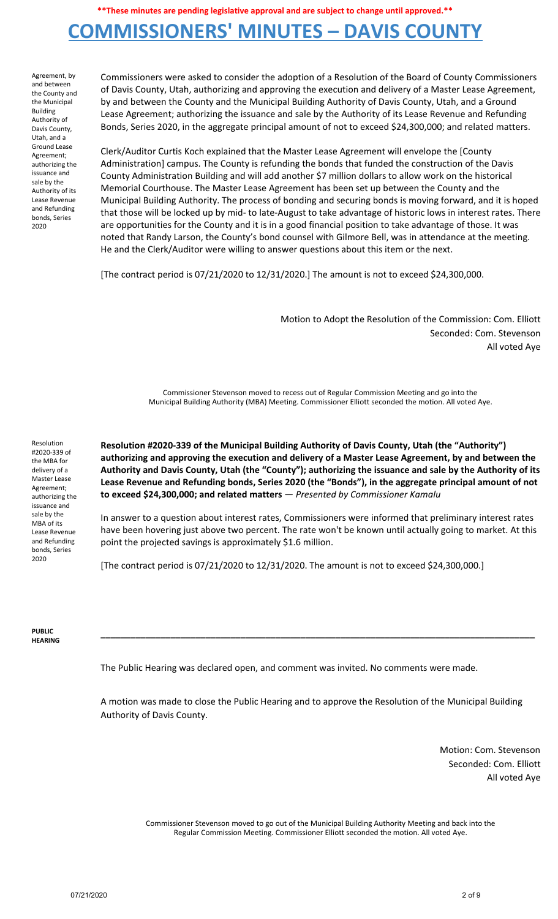**These minutes are pending legislative approval and are subject to change until approved.**

# COMMISSIONERS' MINUTES – DAVIS COUNTY

Agreement, by and between the County and the Municipal Building Authority of Davis County, Utah, and a Ground Lease Agreement; authorizing the issuance and sale by the Authority of its Lease Revenue and Refunding bonds, Series 2020

Commissioners were asked to consider the adoption of a Resolution of the Board of County Commissioners of Davis County, Utah, authorizing and approving the execution and delivery of a Master Lease Agreement, by and between the County and the Municipal Building Authority of Davis County, Utah, and a Ground Lease Agreement; authorizing the issuance and sale by the Authority of its Lease Revenue and Refunding Bonds, Series 2020, in the aggregate principal amount of not to exceed $24,300,000; and related matters.

Clerk/Auditor Curtis Koch explained that the Master Lease Agreement will envelope the [County Administration] campus. The County is refunding the bonds that funded the construction of the Davis County Administration Building and will add another $7 million dollars to allow work on the historical Memorial Courthouse. The Master Lease Agreement has been set up between the County and the Municipal Building Authority. The process of bonding and securing bonds is moving forward, and it is hoped that those will be locked up by mid- to late-August to take advantage of historic lows in interest rates. There are opportunities for the County and it is in a good financial position to take advantage of those. It was noted that Randy Larson, the County's bond counsel with Gilmore Bell, was in attendance at the meeting. He and the Clerk/Auditor were willing to answer questions about this item or the next.

[The contract period is 07/21/2020 to 12/31/2020.] The amount is not to exceed $24,300,000.

Motion to Adopt the Resolution of the Commission: Com. Elliott
Seconded: Com. Stevenson
All voted Aye

Commissioner Stevenson moved to recess out of Regular Commission Meeting and go into the Municipal Building Authority (MBA) Meeting. Commissioner Elliott seconded the motion. All voted Aye.

Resolution #2020-339 of the MBA for delivery of a Master Lease Agreement; authorizing the issuance and sale by the MBA of its Lease Revenue and Refunding bonds, Series 2020

**Resolution #2020-339 of the Municipal Building Authority of Davis County, Utah (the "Authority") authorizing and approving the execution and delivery of a Master Lease Agreement, by and between the Authority and Davis County, Utah (the "County"); authorizing the issuance and sale by the Authority of its Lease Revenue and Refunding bonds, Series 2020 (the "Bonds"), in the aggregate principal amount of not to exceed $24,300,000; and related matters** — *Presented by Commissioner Kamalu*

In answer to a question about interest rates, Commissioners were informed that preliminary interest rates have been hovering just above two percent. The rate won't be known until actually going to market. At this point the projected savings is approximately $1.6 million.

[The contract period is 07/21/2020 to 12/31/2020. The amount is not to exceed $24,300,000.]

**PUBLIC HEARING**

---

The Public Hearing was declared open, and comment was invited. No comments were made.

A motion was made to close the Public Hearing and to approve the Resolution of the Municipal Building Authority of Davis County.

Motion: Com. Stevenson
Seconded: Com. Elliott
All voted Aye

Commissioner Stevenson moved to go out of the Municipal Building Authority Meeting and back into the Regular Commission Meeting. Commissioner Elliott seconded the motion. All voted Aye.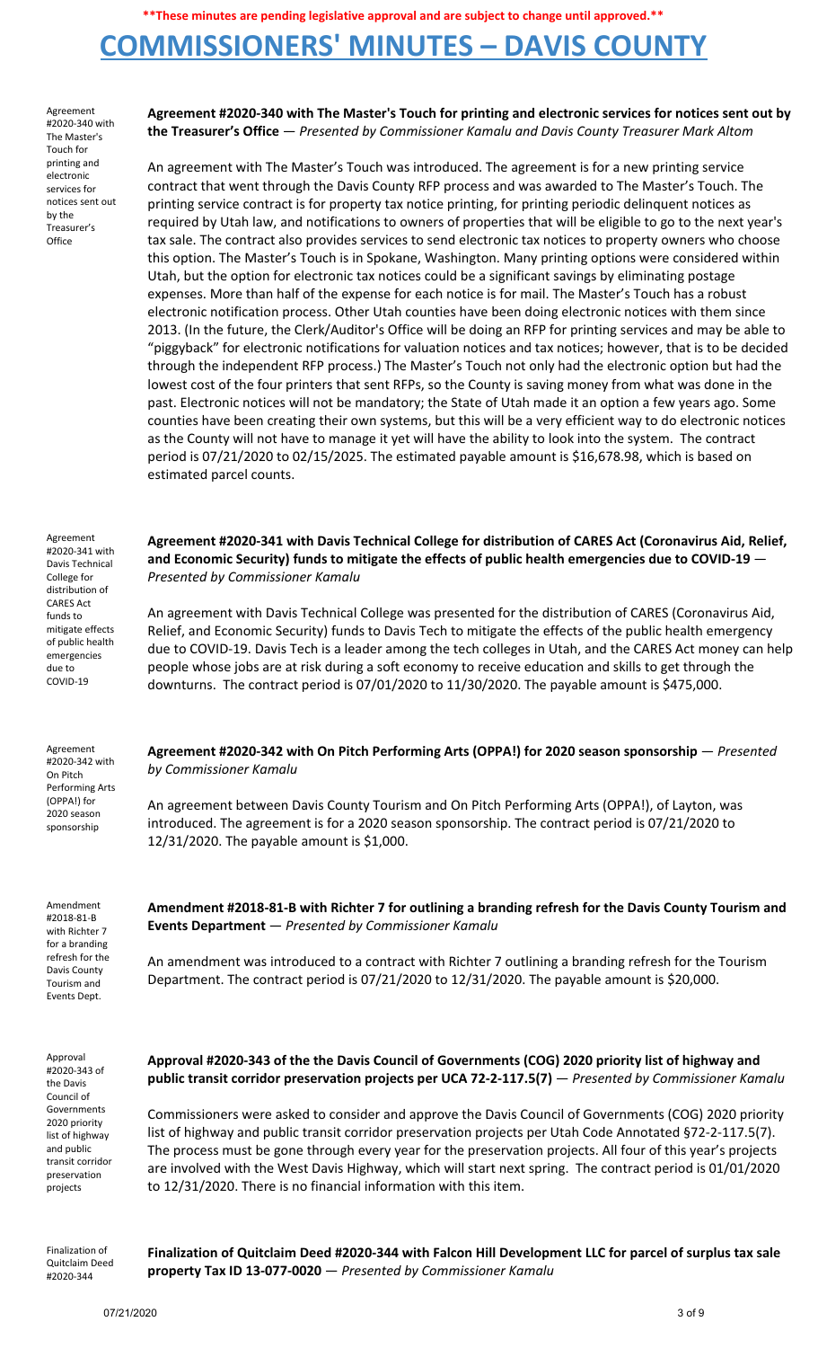**\*\*These minutes are pending legislative approval and are subject to change until approved.\*\***

# COMMISSIONERS' MINUTES – DAVIS COUNTY

Agreement #2020-340 with The Master's Touch for printing and electronic services for notices sent out by the Treasurer's Office

**Agreement #2020-340 with The Master's Touch for printing and electronic services for notices sent out by the Treasurer's Office** — *Presented by Commissioner Kamalu and Davis County Treasurer Mark Altom*

An agreement with The Master's Touch was introduced. The agreement is for a new printing service contract that went through the Davis County RFP process and was awarded to The Master's Touch. The printing service contract is for property tax notice printing, for printing periodic delinquent notices as required by Utah law, and notifications to owners of properties that will be eligible to go to the next year's tax sale. The contract also provides services to send electronic tax notices to property owners who choose this option. The Master's Touch is in Spokane, Washington. Many printing options were considered within Utah, but the option for electronic tax notices could be a significant savings by eliminating postage expenses. More than half of the expense for each notice is for mail. The Master's Touch has a robust electronic notification process. Other Utah counties have been doing electronic notices with them since 2013. (In the future, the Clerk/Auditor's Office will be doing an RFP for printing services and may be able to "piggyback" for electronic notifications for valuation notices and tax notices; however, that is to be decided through the independent RFP process.) The Master's Touch not only had the electronic option but had the lowest cost of the four printers that sent RFPs, so the County is saving money from what was done in the past. Electronic notices will not be mandatory; the State of Utah made it an option a few years ago. Some counties have been creating their own systems, but this will be a very efficient way to do electronic notices as the County will not have to manage it yet will have the ability to look into the system. The contract period is 07/21/2020 to 02/15/2025. The estimated payable amount is $16,678.98, which is based on estimated parcel counts.

Agreement #2020-341 with Davis Technical College for distribution of CARES Act funds to mitigate effects of public health emergencies due to COVID-19

**Agreement #2020-341 with Davis Technical College for distribution of CARES Act (Coronavirus Aid, Relief, and Economic Security) funds to mitigate the effects of public health emergencies due to COVID-19** — *Presented by Commissioner Kamalu*

An agreement with Davis Technical College was presented for the distribution of CARES (Coronavirus Aid, Relief, and Economic Security) funds to Davis Tech to mitigate the effects of the public health emergency due to COVID-19. Davis Tech is a leader among the tech colleges in Utah, and the CARES Act money can help people whose jobs are at risk during a soft economy to receive education and skills to get through the downturns. The contract period is 07/01/2020 to 11/30/2020. The payable amount is $475,000.

Agreement #2020-342 with On Pitch Performing Arts (OPPA!) for 2020 season sponsorship

**Agreement #2020-342 with On Pitch Performing Arts (OPPA!) for 2020 season sponsorship** — *Presented by Commissioner Kamalu*

An agreement between Davis County Tourism and On Pitch Performing Arts (OPPA!), of Layton, was introduced. The agreement is for a 2020 season sponsorship. The contract period is 07/21/2020 to 12/31/2020. The payable amount is $1,000.

Amendment #2018-81-B with Richter 7 for a branding refresh for the Davis County Tourism and Events Dept.

**Amendment #2018-81-B with Richter 7 for outlining a branding refresh for the Davis County Tourism and Events Department** — *Presented by Commissioner Kamalu*

An amendment was introduced to a contract with Richter 7 outlining a branding refresh for the Tourism Department. The contract period is 07/21/2020 to 12/31/2020. The payable amount is $20,000.

Approval #2020-343 of the Davis Council of Governments 2020 priority list of highway and public transit corridor preservation projects

**Approval #2020-343 of the the Davis Council of Governments (COG) 2020 priority list of highway and public transit corridor preservation projects per UCA 72-2-117.5(7)** — *Presented by Commissioner Kamalu*

Commissioners were asked to consider and approve the Davis Council of Governments (COG) 2020 priority list of highway and public transit corridor preservation projects per Utah Code Annotated §72-2-117.5(7). The process must be gone through every year for the preservation projects. All four of this year's projects are involved with the West Davis Highway, which will start next spring. The contract period is 01/01/2020 to 12/31/2020. There is no financial information with this item.

Finalization of Quitclaim Deed #2020-344

**Finalization of Quitclaim Deed #2020-344 with Falcon Hill Development LLC for parcel of surplus tax sale property Tax ID 13-077-0020** — *Presented by Commissioner Kamalu*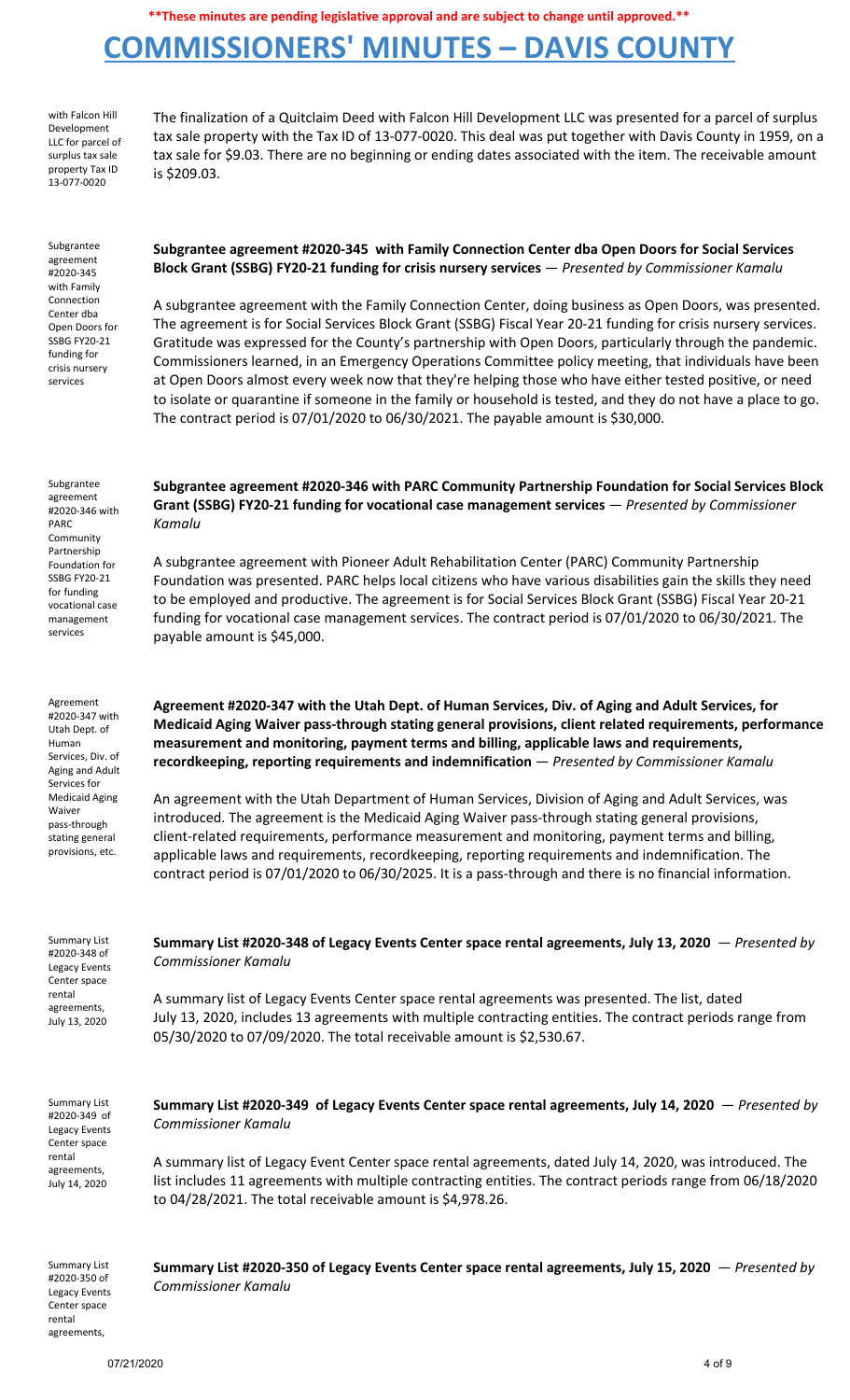**These minutes are pending legislative approval and are subject to change until approved.**

with Falcon Hill Development LLC for parcel of surplus tax sale property Tax ID 13-077-0020

The finalization of a Quitclaim Deed with Falcon Hill Development LLC was presented for a parcel of surplus tax sale property with the Tax ID of 13-077-0020. This deal was put together with Davis County in 1959, on a tax sale for $9.03. There are no beginning or ending dates associated with the item. The receivable amount is $209.03.

Subgrantee agreement #2020-345 with Family Connection Center dba Open Doors for SSBG FY20-21 funding for crisis nursery services

**Subgrantee agreement #2020-345 with Family Connection Center dba Open Doors for Social Services Block Grant (SSBG) FY20-21 funding for crisis nursery services** — *Presented by Commissioner Kamalu*

A subgrantee agreement with the Family Connection Center, doing business as Open Doors, was presented. The agreement is for Social Services Block Grant (SSBG) Fiscal Year 20-21 funding for crisis nursery services. Gratitude was expressed for the County's partnership with Open Doors, particularly through the pandemic. Commissioners learned, in an Emergency Operations Committee policy meeting, that individuals have been at Open Doors almost every week now that they're helping those who have either tested positive, or need to isolate or quarantine if someone in the family or household is tested, and they do not have a place to go. The contract period is 07/01/2020 to 06/30/2021. The payable amount is $30,000.

Subgrantee agreement #2020-346 with PARC Community Partnership Foundation for SSBG FY20-21 for funding vocational case management services

**Subgrantee agreement #2020-346 with PARC Community Partnership Foundation for Social Services Block Grant (SSBG) FY20-21 funding for vocational case management services** — *Presented by Commissioner Kamalu*

A subgrantee agreement with Pioneer Adult Rehabilitation Center (PARC) Community Partnership Foundation was presented. PARC helps local citizens who have various disabilities gain the skills they need to be employed and productive. The agreement is for Social Services Block Grant (SSBG) Fiscal Year 20-21 funding for vocational case management services. The contract period is 07/01/2020 to 06/30/2021. The payable amount is $45,000.

Agreement #2020-347 with Utah Dept. of Human Services, Div. of Aging and Adult Services for Medicaid Aging Waiver pass-through stating general provisions, etc.

**Agreement #2020-347 with the Utah Dept. of Human Services, Div. of Aging and Adult Services, for Medicaid Aging Waiver pass-through stating general provisions, client related requirements, performance measurement and monitoring, payment terms and billing, applicable laws and requirements, recordkeeping, reporting requirements and indemnification** — *Presented by Commissioner Kamalu*

An agreement with the Utah Department of Human Services, Division of Aging and Adult Services, was introduced. The agreement is the Medicaid Aging Waiver pass-through stating general provisions, client-related requirements, performance measurement and monitoring, payment terms and billing, applicable laws and requirements, recordkeeping, reporting requirements and indemnification. The contract period is 07/01/2020 to 06/30/2025. It is a pass-through and there is no financial information.

Summary List #2020-348 of Legacy Events Center space rental agreements, July 13, 2020

**Summary List #2020-348 of Legacy Events Center space rental agreements, July 13, 2020** — *Presented by Commissioner Kamalu*

A summary list of Legacy Events Center space rental agreements was presented. The list, dated July 13, 2020, includes 13 agreements with multiple contracting entities. The contract periods range from 05/30/2020 to 07/09/2020. The total receivable amount is $2,530.67.

Summary List #2020-349 of Legacy Events Center space rental agreements, July 14, 2020

**Summary List #2020-349 of Legacy Events Center space rental agreements, July 14, 2020** — *Presented by Commissioner Kamalu*

A summary list of Legacy Event Center space rental agreements, dated July 14, 2020, was introduced. The list includes 11 agreements with multiple contracting entities. The contract periods range from 06/18/2020 to 04/28/2021. The total receivable amount is $4,978.26.

Summary List #2020-350 of Legacy Events Center space rental agreements,

**Summary List #2020-350 of Legacy Events Center space rental agreements, July 15, 2020** — *Presented by Commissioner Kamalu*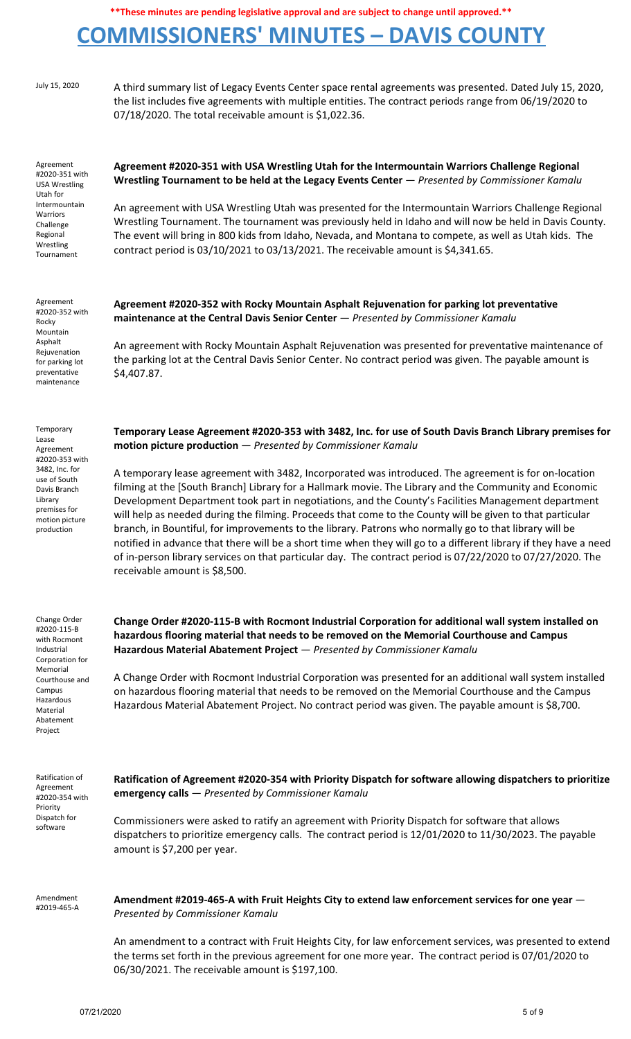**These minutes are pending legislative approval and are subject to change until approved.**

# COMMISSIONERS' MINUTES – DAVIS COUNTY

July 15, 2020

A third summary list of Legacy Events Center space rental agreements was presented. Dated July 15, 2020, the list includes five agreements with multiple entities. The contract periods range from 06/19/2020 to 07/18/2020. The total receivable amount is $1,022.36.

Agreement #2020-351 with USA Wrestling Utah for Intermountain Warriors Challenge Regional Wrestling Tournament

**Agreement #2020-351 with USA Wrestling Utah for the Intermountain Warriors Challenge Regional Wrestling Tournament to be held at the Legacy Events Center** — *Presented by Commissioner Kamalu*

An agreement with USA Wrestling Utah was presented for the Intermountain Warriors Challenge Regional Wrestling Tournament. The tournament was previously held in Idaho and will now be held in Davis County. The event will bring in 800 kids from Idaho, Nevada, and Montana to compete, as well as Utah kids. The contract period is 03/10/2021 to 03/13/2021. The receivable amount is $4,341.65.

Agreement #2020-352 with Rocky Mountain Asphalt Rejuvenation for parking lot preventative maintenance

**Agreement #2020-352 with Rocky Mountain Asphalt Rejuvenation for parking lot preventative maintenance at the Central Davis Senior Center** — *Presented by Commissioner Kamalu*

An agreement with Rocky Mountain Asphalt Rejuvenation was presented for preventative maintenance of the parking lot at the Central Davis Senior Center. No contract period was given. The payable amount is $4,407.87.

Temporary Lease Agreement #2020-353 with 3482, Inc. for use of South Davis Branch Library premises for motion picture production

**Temporary Lease Agreement #2020-353 with 3482, Inc. for use of South Davis Branch Library premises for motion picture production** — *Presented by Commissioner Kamalu*

A temporary lease agreement with 3482, Incorporated was introduced. The agreement is for on-location filming at the [South Branch] Library for a Hallmark movie. The Library and the Community and Economic Development Department took part in negotiations, and the County's Facilities Management department will help as needed during the filming. Proceeds that come to the County will be given to that particular branch, in Bountiful, for improvements to the library. Patrons who normally go to that library will be notified in advance that there will be a short time when they will go to a different library if they have a need of in-person library services on that particular day. The contract period is 07/22/2020 to 07/27/2020. The receivable amount is $8,500.

Change Order #2020-115-B with Rocmont Industrial Corporation for Memorial Courthouse and Campus Hazardous Material Abatement Project

**Change Order #2020-115-B with Rocmont Industrial Corporation for additional wall system installed on hazardous flooring material that needs to be removed on the Memorial Courthouse and Campus Hazardous Material Abatement Project** — *Presented by Commissioner Kamalu*

A Change Order with Rocmont Industrial Corporation was presented for an additional wall system installed on hazardous flooring material that needs to be removed on the Memorial Courthouse and the Campus Hazardous Material Abatement Project. No contract period was given. The payable amount is $8,700.

Ratification of Agreement #2020-354 with Priority Dispatch for software

**Ratification of Agreement #2020-354 with Priority Dispatch for software allowing dispatchers to prioritize emergency calls** — *Presented by Commissioner Kamalu*

Commissioners were asked to ratify an agreement with Priority Dispatch for software that allows dispatchers to prioritize emergency calls. The contract period is 12/01/2020 to 11/30/2023. The payable amount is $7,200 per year.

Amendment #2019-465-A

**Amendment #2019-465-A with Fruit Heights City to extend law enforcement services for one year** — *Presented by Commissioner Kamalu*

An amendment to a contract with Fruit Heights City, for law enforcement services, was presented to extend the terms set forth in the previous agreement for one more year. The contract period is 07/01/2020 to 06/30/2021. The receivable amount is $197,100.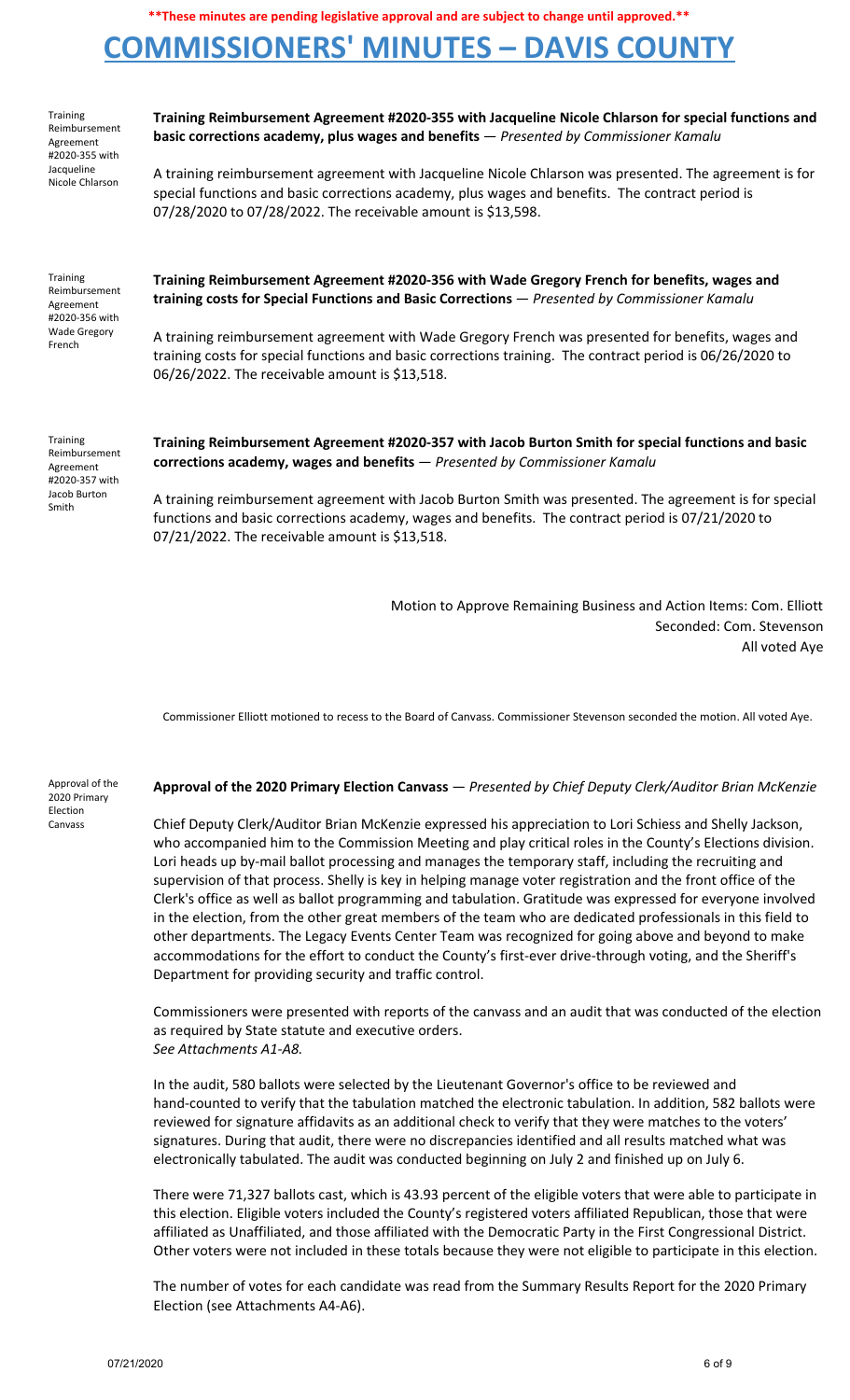**These minutes are pending legislative approval and are subject to change until approved.**

# COMMISSIONERS' MINUTES – DAVIS COUNTY

*Training Reimbursement Agreement #2020-355 with Jacqueline Nicole Chlarson*

**Training Reimbursement Agreement #2020-355 with Jacqueline Nicole Chlarson for special functions and basic corrections academy, plus wages and benefits** — *Presented by Commissioner Kamalu*

A training reimbursement agreement with Jacqueline Nicole Chlarson was presented. The agreement is for special functions and basic corrections academy, plus wages and benefits. The contract period is 07/28/2020 to 07/28/2022. The receivable amount is $13,598.

*Training Reimbursement Agreement #2020-356 with Wade Gregory French*

**Training Reimbursement Agreement #2020-356 with Wade Gregory French for benefits, wages and training costs for Special Functions and Basic Corrections** — *Presented by Commissioner Kamalu*

A training reimbursement agreement with Wade Gregory French was presented for benefits, wages and training costs for special functions and basic corrections training. The contract period is 06/26/2020 to 06/26/2022. The receivable amount is $13,518.

*Training Reimbursement Agreement #2020-357 with Jacob Burton Smith*

**Training Reimbursement Agreement #2020-357 with Jacob Burton Smith for special functions and basic corrections academy, wages and benefits** — *Presented by Commissioner Kamalu*

A training reimbursement agreement with Jacob Burton Smith was presented. The agreement is for special functions and basic corrections academy, wages and benefits. The contract period is 07/21/2020 to 07/21/2022. The receivable amount is $13,518.

Motion to Approve Remaining Business and Action Items: Com. Elliott
Seconded: Com. Stevenson
All voted Aye

Commissioner Elliott motioned to recess to the Board of Canvass. Commissioner Stevenson seconded the motion. All voted Aye.

*Approval of the 2020 Primary Election Canvass*

**Approval of the 2020 Primary Election Canvass** — *Presented by Chief Deputy Clerk/Auditor Brian McKenzie*

Chief Deputy Clerk/Auditor Brian McKenzie expressed his appreciation to Lori Schiess and Shelly Jackson, who accompanied him to the Commission Meeting and play critical roles in the County's Elections division. Lori heads up by-mail ballot processing and manages the temporary staff, including the recruiting and supervision of that process. Shelly is key in helping manage voter registration and the front office of the Clerk's office as well as ballot programming and tabulation. Gratitude was expressed for everyone involved in the election, from the other great members of the team who are dedicated professionals in this field to other departments. The Legacy Events Center Team was recognized for going above and beyond to make accommodations for the effort to conduct the County's first-ever drive-through voting, and the Sheriff's Department for providing security and traffic control.

Commissioners were presented with reports of the canvass and an audit that was conducted of the election as required by State statute and executive orders.
*See Attachments A1-A8.*

In the audit, 580 ballots were selected by the Lieutenant Governor's office to be reviewed and hand-counted to verify that the tabulation matched the electronic tabulation. In addition, 582 ballots were reviewed for signature affidavits as an additional check to verify that they were matches to the voters' signatures. During that audit, there were no discrepancies identified and all results matched what was electronically tabulated. The audit was conducted beginning on July 2 and finished up on July 6.

There were 71,327 ballots cast, which is 43.93 percent of the eligible voters that were able to participate in this election. Eligible voters included the County's registered voters affiliated Republican, those that were affiliated as Unaffiliated, and those affiliated with the Democratic Party in the First Congressional District. Other voters were not included in these totals because they were not eligible to participate in this election.

The number of votes for each candidate was read from the Summary Results Report for the 2020 Primary Election (see Attachments A4-A6).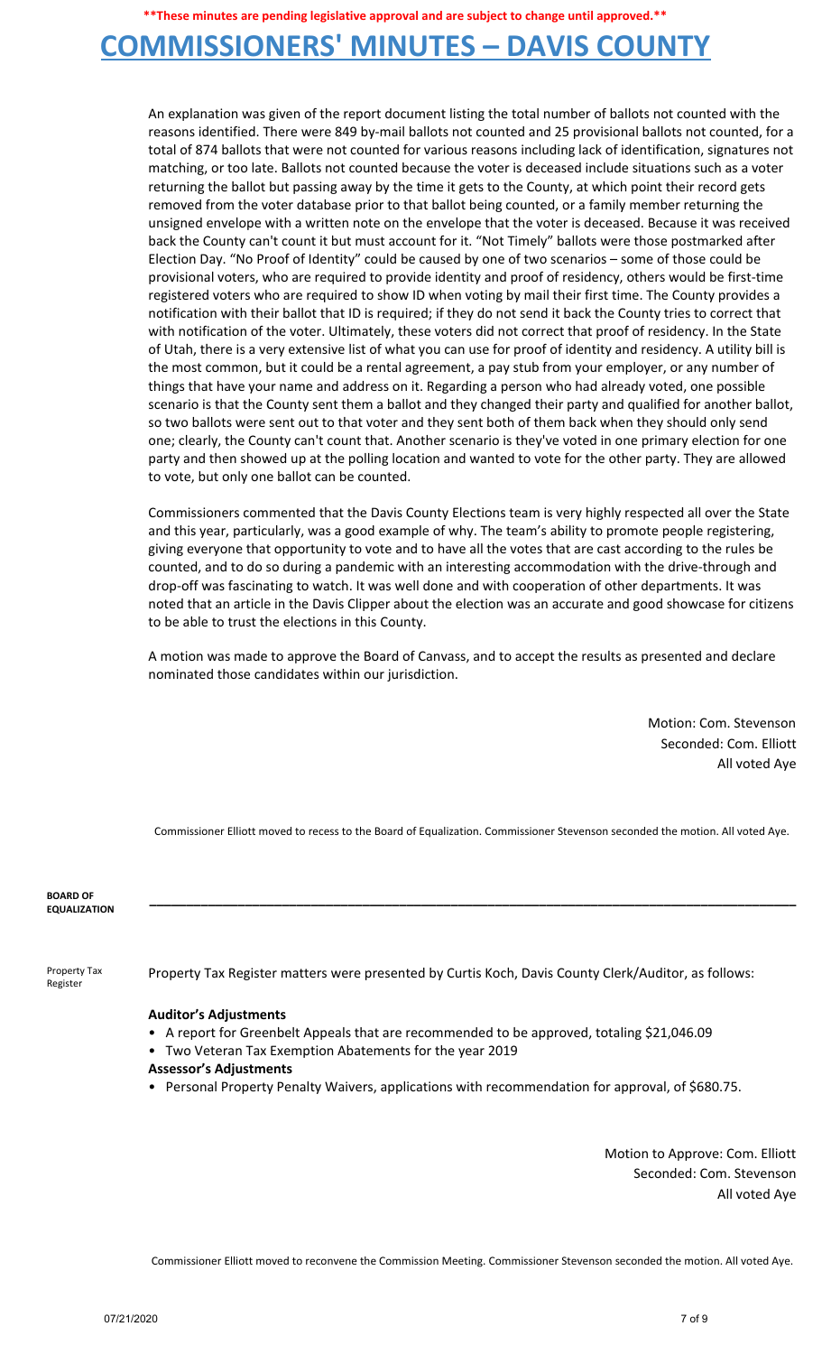An explanation was given of the report document listing the total number of ballots not counted with the reasons identified. There were 849 by-mail ballots not counted and 25 provisional ballots not counted, for a total of 874 ballots that were not counted for various reasons including lack of identification, signatures not matching, or too late. Ballots not counted because the voter is deceased include situations such as a voter returning the ballot but passing away by the time it gets to the County, at which point their record gets removed from the voter database prior to that ballot being counted, or a family member returning the unsigned envelope with a written note on the envelope that the voter is deceased. Because it was received back the County can't count it but must account for it. "Not Timely" ballots were those postmarked after Election Day. "No Proof of Identity" could be caused by one of two scenarios – some of those could be provisional voters, who are required to provide identity and proof of residency, others would be first-time registered voters who are required to show ID when voting by mail their first time. The County provides a notification with their ballot that ID is required; if they do not send it back the County tries to correct that with notification of the voter. Ultimately, these voters did not correct that proof of residency. In the State of Utah, there is a very extensive list of what you can use for proof of identity and residency. A utility bill is the most common, but it could be a rental agreement, a pay stub from your employer, or any number of things that have your name and address on it. Regarding a person who had already voted, one possible scenario is that the County sent them a ballot and they changed their party and qualified for another ballot, so two ballots were sent out to that voter and they sent both of them back when they should only send one; clearly, the County can't count that. Another scenario is they've voted in one primary election for one party and then showed up at the polling location and wanted to vote for the other party. They are allowed to vote, but only one ballot can be counted.

Commissioners commented that the Davis County Elections team is very highly respected all over the State and this year, particularly, was a good example of why. The team's ability to promote people registering, giving everyone that opportunity to vote and to have all the votes that are cast according to the rules be counted, and to do so during a pandemic with an interesting accommodation with the drive-through and drop-off was fascinating to watch. It was well done and with cooperation of other departments. It was noted that an article in the Davis Clipper about the election was an accurate and good showcase for citizens to be able to trust the elections in this County.

A motion was made to approve the Board of Canvass, and to accept the results as presented and declare nominated those candidates within our jurisdiction.

Motion: Com. Stevenson
Seconded: Com. Elliott
All voted Aye

Commissioner Elliott moved to recess to the Board of Equalization. Commissioner Stevenson seconded the motion. All voted Aye.

## BOARD OF EQUALIZATION

**Property Tax Register**

Property Tax Register matters were presented by Curtis Koch, Davis County Clerk/Auditor, as follows:

**Auditor's Adjustments**

- A report for Greenbelt Appeals that are recommended to be approved, totaling $21,046.09
- Two Veteran Tax Exemption Abatements for the year 2019

**Assessor's Adjustments**

- Personal Property Penalty Waivers, applications with recommendation for approval, of $680.75.

Motion to Approve: Com. Elliott
Seconded: Com. Stevenson
All voted Aye

Commissioner Elliott moved to reconvene the Commission Meeting. Commissioner Stevenson seconded the motion. All voted Aye.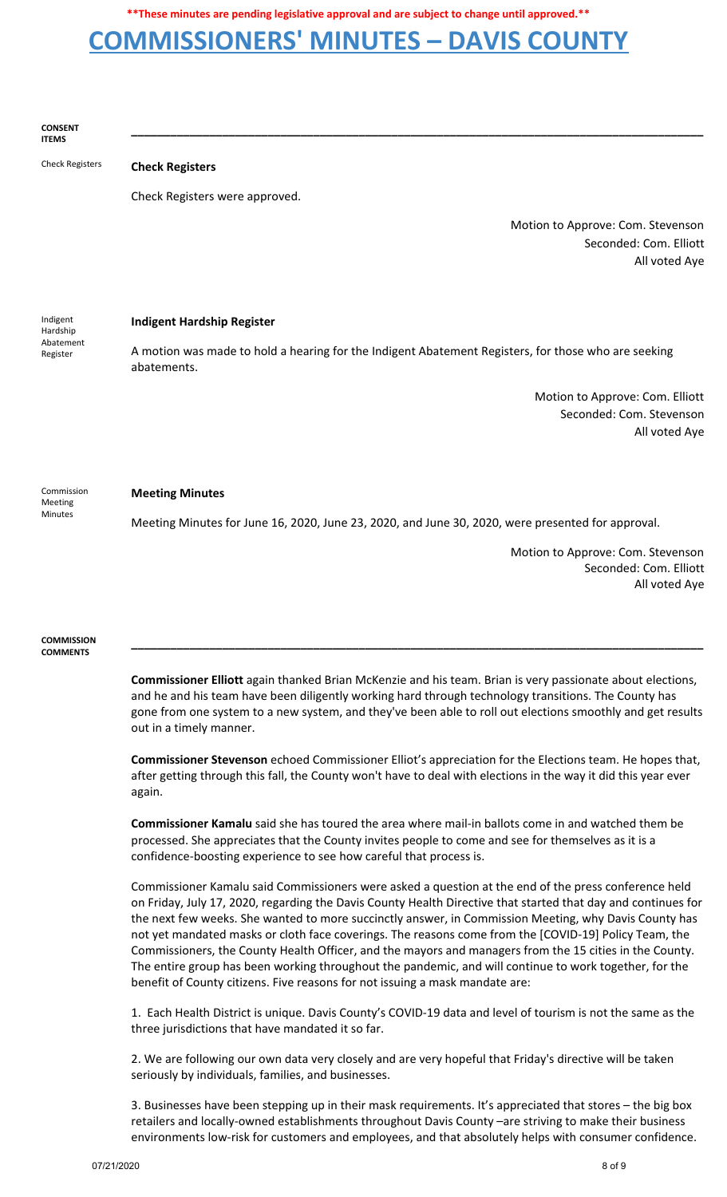**These minutes are pending legislative approval and are subject to change until approved.**

# COMMISSIONERS' MINUTES – DAVIS COUNTY

## CONSENT ITEMS

### Check Registers

Check Registers were approved.

Motion to Approve: Com. Stevenson
Seconded: Com. Elliott
All voted Aye

### Indigent Hardship Register

A motion was made to hold a hearing for the Indigent Abatement Registers, for those who are seeking abatements.

Motion to Approve: Com. Elliott
Seconded: Com. Stevenson
All voted Aye

### Meeting Minutes

Meeting Minutes for June 16, 2020, June 23, 2020, and June 30, 2020, were presented for approval.

Motion to Approve: Com. Stevenson
Seconded: Com. Elliott
All voted Aye

## COMMISSION COMMENTS

**Commissioner Elliott** again thanked Brian McKenzie and his team. Brian is very passionate about elections, and he and his team have been diligently working hard through technology transitions. The County has gone from one system to a new system, and they've been able to roll out elections smoothly and get results out in a timely manner.

**Commissioner Stevenson** echoed Commissioner Elliot's appreciation for the Elections team. He hopes that, after getting through this fall, the County won't have to deal with elections in the way it did this year ever again.

**Commissioner Kamalu** said she has toured the area where mail-in ballots come in and watched them be processed. She appreciates that the County invites people to come and see for themselves as it is a confidence-boosting experience to see how careful that process is.

Commissioner Kamalu said Commissioners were asked a question at the end of the press conference held on Friday, July 17, 2020, regarding the Davis County Health Directive that started that day and continues for the next few weeks. She wanted to more succinctly answer, in Commission Meeting, why Davis County has not yet mandated masks or cloth face coverings. The reasons come from the [COVID-19] Policy Team, the Commissioners, the County Health Officer, and the mayors and managers from the 15 cities in the County. The entire group has been working throughout the pandemic, and will continue to work together, for the benefit of County citizens. Five reasons for not issuing a mask mandate are:

1. Each Health District is unique. Davis County's COVID-19 data and level of tourism is not the same as the three jurisdictions that have mandated it so far.

2. We are following our own data very closely and are very hopeful that Friday's directive will be taken seriously by individuals, families, and businesses.

3. Businesses have been stepping up in their mask requirements. It's appreciated that stores – the big box retailers and locally-owned establishments throughout Davis County –are striving to make their business environments low-risk for customers and employees, and that absolutely helps with consumer confidence.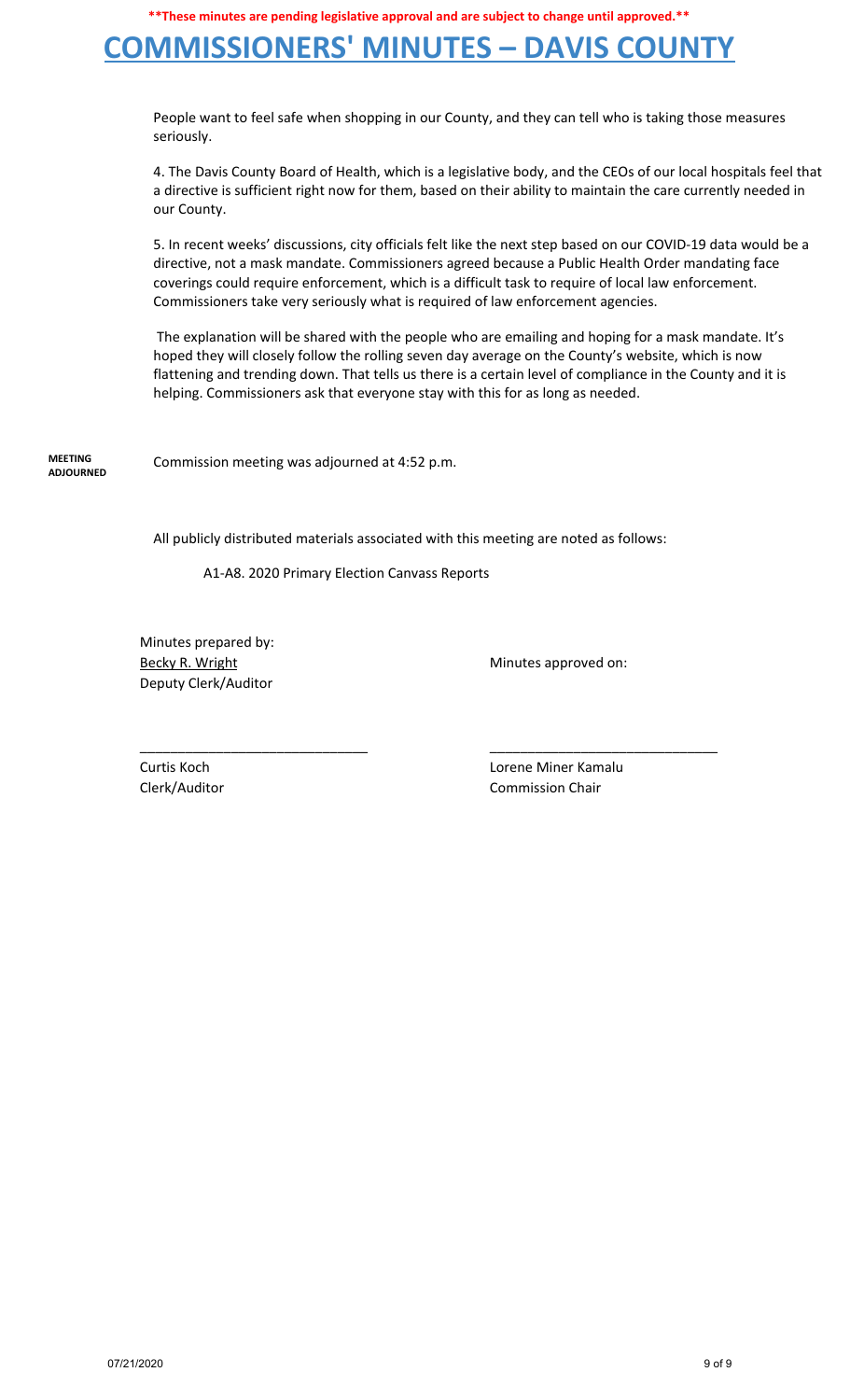People want to feel safe when shopping in our County, and they can tell who is taking those measures seriously.

4. The Davis County Board of Health, which is a legislative body, and the CEOs of our local hospitals feel that a directive is sufficient right now for them, based on their ability to maintain the care currently needed in our County.

5. In recent weeks' discussions, city officials felt like the next step based on our COVID-19 data would be a directive, not a mask mandate. Commissioners agreed because a Public Health Order mandating face coverings could require enforcement, which is a difficult task to require of local law enforcement. Commissioners take very seriously what is required of law enforcement agencies.

The explanation will be shared with the people who are emailing and hoping for a mask mandate. It's hoped they will closely follow the rolling seven day average on the County's website, which is now flattening and trending down. That tells us there is a certain level of compliance in the County and it is helping. Commissioners ask that everyone stay with this for as long as needed.

**MEETING ADJOURNED**

Commission meeting was adjourned at 4:52 p.m.

All publicly distributed materials associated with this meeting are noted as follows:

A1-A8. 2020 Primary Election Canvass Reports

Minutes prepared by:
Becky R. Wright
Deputy Clerk/Auditor

Minutes approved on:

______________________________

Curtis Koch
Clerk/Auditor

______________________________

Lorene Miner Kamalu
Commission Chair